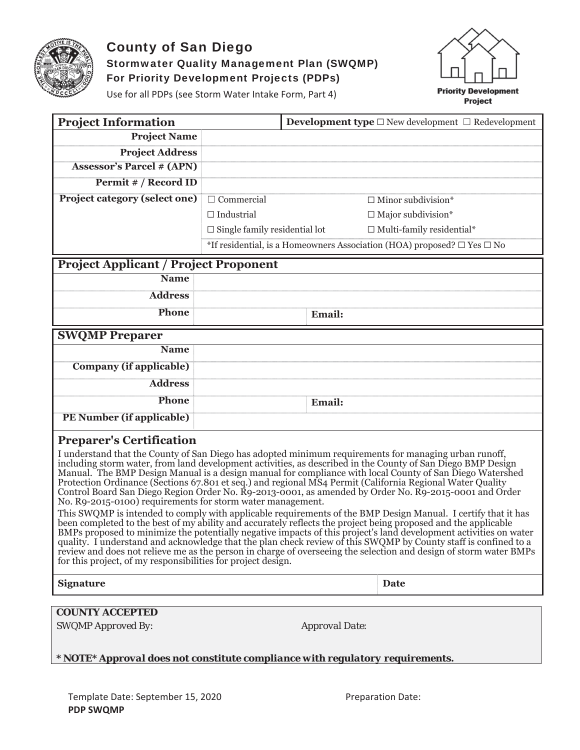# County of San Diego

**Stormwater Quality Management Plan (SWQMP)**
**For Priority Development Projects (PDPs)**

Use for all PDPs (see Storm Water Intake Form, Part 4)

**Priority Development Project**

| **Project Information** | | **Development type** ☐ New development ☐ Redevelopment |
|---|---|---|
| **Project Name** | | |
| **Project Address** | | |
| **Assessor's Parcel # (APN)** | | |
| **Permit # / Record ID** | | |
| **Project category (select one)** | ☐ Commercial | ☐ Minor subdivision* |
| | ☐ Industrial | ☐ Major subdivision* |
| | ☐ Single family residential lot | ☐ Multi-family residential* |
| | *If residential, is a Homeowners Association (HOA) proposed? ☐ Yes ☐ No | |

| **Project Applicant / Project Proponent** | | |
|---|---|---|
| **Name** | | |
| **Address** | | |
| **Phone** | | **Email:** |

| **SWQMP Preparer** | | |
|---|---|---|
| **Name** | | |
| **Company (if applicable)** | | |
| **Address** | | |
| **Phone** | | **Email:** |
| **PE Number (if applicable)** | | |

## Preparer's Certification

I understand that the County of San Diego has adopted minimum requirements for managing urban runoff, including storm water, from land development activities, as described in the County of San Diego BMP Design Manual. The BMP Design Manual is a design manual for compliance with local County of San Diego Watershed Protection Ordinance (Sections 67.801 et seq.) and regional MS4 Permit (California Regional Water Quality Control Board San Diego Region Order No. R9-2013-0001, as amended by Order No. R9-2015-0001 and Order No. R9-2015-0100) requirements for storm water management.

This SWQMP is intended to comply with applicable requirements of the BMP Design Manual. I certify that it has been completed to the best of my ability and accurately reflects the project being proposed and the applicable BMPs proposed to minimize the potentially negative impacts of this project's land development activities on water quality. I understand and acknowledge that the plan check review of this SWQMP by County staff is confined to a review and does not relieve me as the person in charge of overseeing the selection and design of storm water BMPs for this project, of my responsibilities for project design.

| **Signature** | **Date** |
|---|---|

***COUNTY ACCEPTED***

*SWQMP Approved By:* *Approval Date:*

***\* NOTE\* Approval does not constitute compliance with regulatory requirements.***

Template Date: September 15, 2020 Preparation Date:

**PDP SWQMP**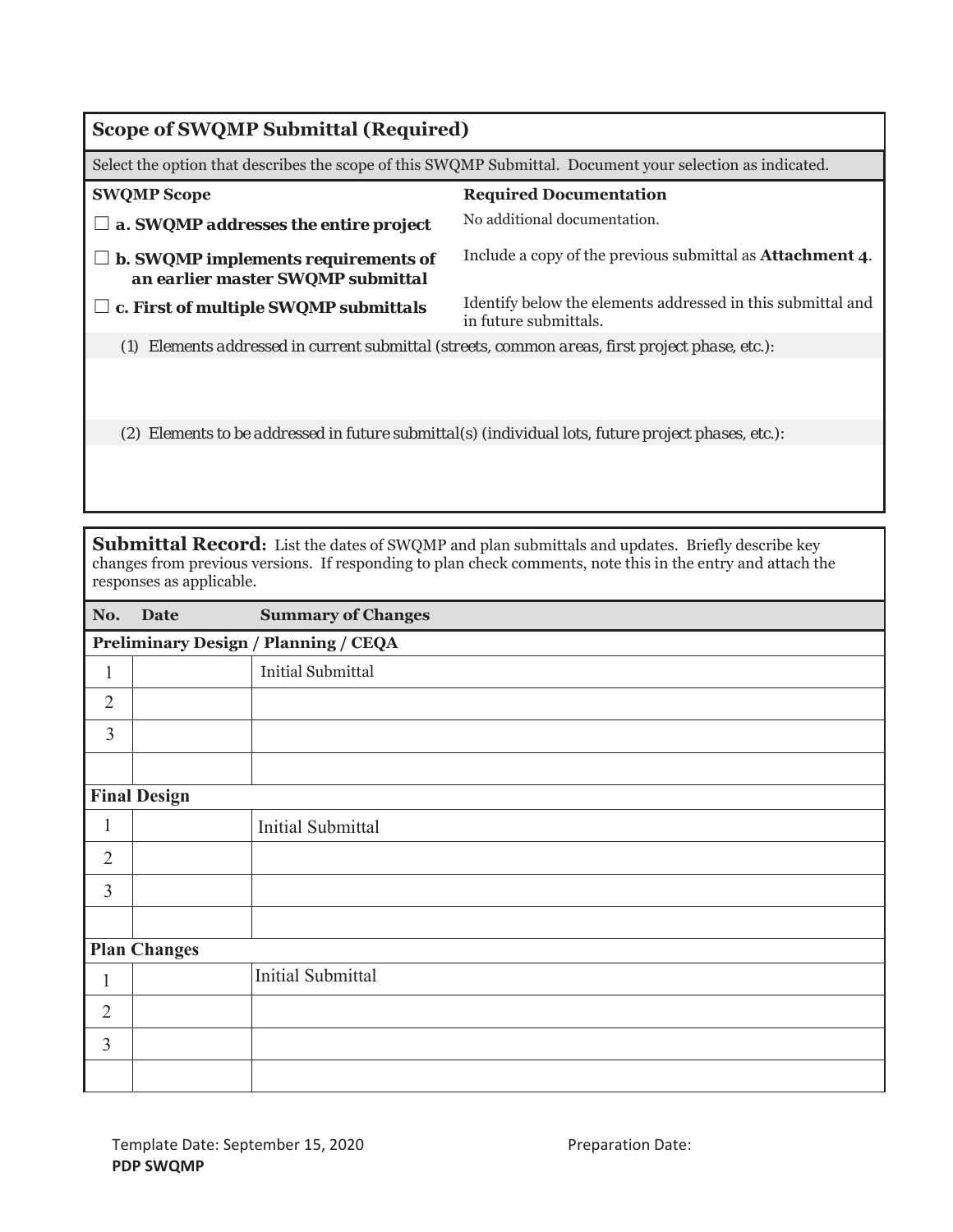## Scope of SWQMP Submittal (Required)

Select the option that describes the scope of this SWQMP Submittal. Document your selection as indicated.

| SWQMP Scope | Required Documentation |
|---|---|
| ☐ **a. SWQMP addresses the entire project** | No additional documentation. |
| ☐ **b. SWQMP implements requirements of an earlier master SWQMP submittal** | Include a copy of the previous submittal as **Attachment 4**. |
| ☐ **c. First of multiple SWQMP submittals** | Identify below the elements addressed in this submittal and in future submittals. |

*(1) Elements addressed in current submittal (streets, common areas, first project phase, etc.):*

*(2) Elements to be addressed in future submittal(s) (individual lots, future project phases, etc.):*

**Submittal Record:** List the dates of SWQMP and plan submittals and updates. Briefly describe key changes from previous versions. If responding to plan check comments, note this in the entry and attach the responses as applicable.

| No. | Date | Summary of Changes |
|---|---|---|
| **Preliminary Design / Planning / CEQA** | | |
| 1 | | Initial Submittal |
| 2 | | |
| 3 | | |
| | | |
| **Final Design** | | |
| 1 | | Initial Submittal |
| 2 | | |
| 3 | | |
| | | |
| **Plan Changes** | | |
| 1 | | Initial Submittal |
| 2 | | |
| 3 | | |
| | | |

Template Date: September 15, 2020

**PDP SWQMP**

Preparation Date: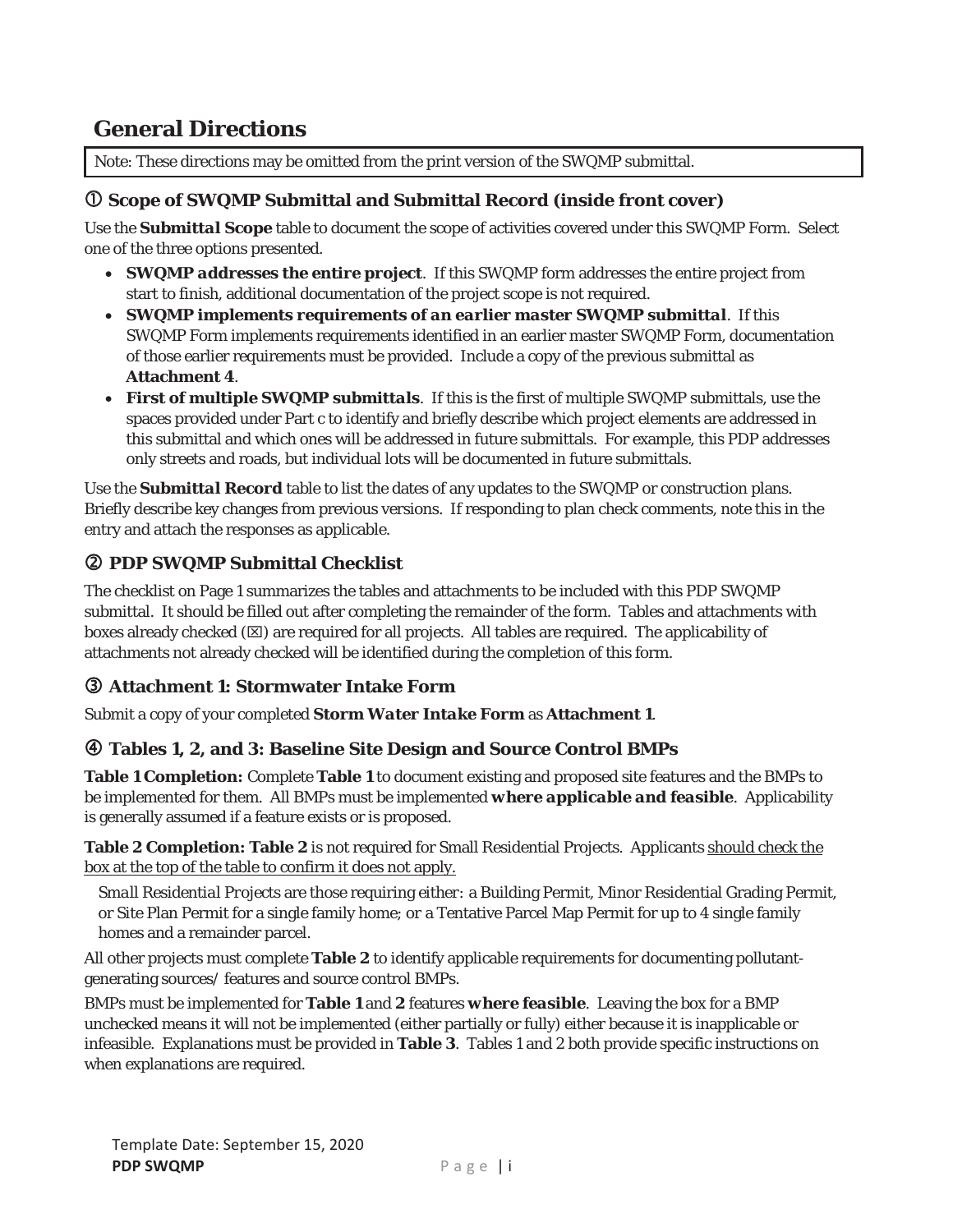# General Directions

Note: These directions may be omitted from the print version of the SWQMP submittal.

## ① Scope of SWQMP Submittal and Submittal Record (inside front cover)

Use the ***Submittal Scope*** table to document the scope of activities covered under this SWQMP Form. Select one of the three options presented.

- ***SWQMP addresses the entire project***. If this SWQMP form addresses the entire project from start to finish, additional documentation of the project scope is not required.
- ***SWQMP implements requirements of an earlier master SWQMP submittal***. If this SWQMP Form implements requirements identified in an earlier master SWQMP Form, documentation of those earlier requirements must be provided. Include a copy of the previous submittal as ***Attachment 4***.
- ***First of multiple SWQMP submittals***. If this is the first of multiple SWQMP submittals, use the spaces provided under Part c to identify and briefly describe which project elements are addressed in this submittal and which ones will be addressed in future submittals. For example, this PDP addresses only streets and roads, but individual lots will be documented in future submittals.

Use the ***Submittal Record*** table to list the dates of any updates to the SWQMP or construction plans. Briefly describe key changes from previous versions. If responding to plan check comments, note this in the entry and attach the responses as applicable.

## ② PDP SWQMP Submittal Checklist

The checklist on Page 1 summarizes the tables and attachments to be included with this PDP SWQMP submittal. It should be filled out after completing the remainder of the form. Tables and attachments with boxes already checked (☒) are required for all projects. All tables are required. The applicability of attachments not already checked will be identified during the completion of this form.

## ③ Attachment 1: Stormwater Intake Form

Submit a copy of your completed ***Storm Water Intake Form*** as **Attachment 1**.

## ④ Tables 1, 2, and 3: Baseline Site Design and Source Control BMPs

**Table 1 Completion:** Complete **Table 1** to document existing and proposed site features and the BMPs to be implemented for them. All BMPs must be implemented ***where applicable and feasible***. Applicability is generally assumed if a feature exists or is proposed.

**Table 2 Completion: Table 2** is not required for Small Residential Projects. Applicants <u>should check the box at the top of the table to confirm it does not apply.</u>

*Small Residential Projects* are those requiring either: a Building Permit, Minor Residential Grading Permit, or Site Plan Permit for a single family home; or a Tentative Parcel Map Permit for up to 4 single family homes and a remainder parcel.

All other projects must complete **Table 2** to identify applicable requirements for documenting pollutant-generating sources/ features and source control BMPs.

BMPs must be implemented for **Table 1** and **2** features ***where feasible***. Leaving the box for a BMP unchecked means it will not be implemented (either partially or fully) either because it is inapplicable or infeasible. Explanations must be provided in **Table 3**. Tables 1 and 2 both provide specific instructions on when explanations are required.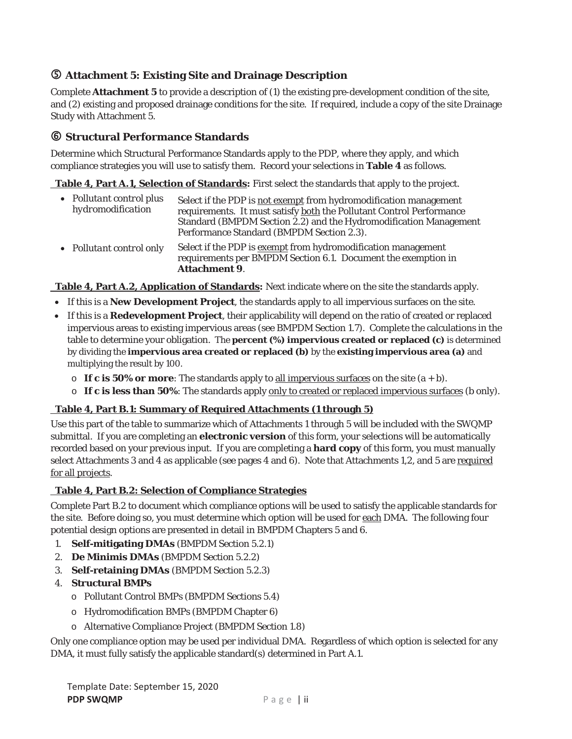## ⑤ Attachment 5: Existing Site and Drainage Description

Complete **Attachment 5** to provide a description of (1) the existing pre-development condition of the site, and (2) existing and proposed drainage conditions for the site. If required, include a copy of the site Drainage Study with Attachment 5.

## ⑥ Structural Performance Standards

Determine which Structural Performance Standards apply to the PDP, where they apply, and which compliance strategies you will use to satisfy them. Record your selections in **Table 4** as follows.

**Table 4, Part A.1, Selection of Standards:** First select the standards that apply to the project.

- *Pollutant control plus hydromodification* — Select if the PDP is not exempt from hydromodification management requirements. It must satisfy both the Pollutant Control Performance Standard (BMPDM Section 2.2) and the Hydromodification Management Performance Standard (BMPDM Section 2.3).
- *Pollutant control only* — Select if the PDP is exempt from hydromodification management requirements per BMPDM Section 6.1. Document the exemption in **Attachment 9**.

**Table 4, Part A.2, Application of Standards:** Next indicate where on the site the standards apply.

- If this is a **New Development Project**, the standards apply to all impervious surfaces on the site.
- If this is a **Redevelopment Project**, their applicability will depend on the ratio of created or replaced impervious areas to existing impervious areas (see BMPDM Section 1.7). Complete the calculations in the table to determine your obligation. The **percent (%) impervious created or replaced (c)** is determined by dividing the **impervious area created or replaced (b)** by the **existing impervious area (a)** and multiplying the result by 100.
  - **If c is 50% or more**: The standards apply to all impervious surfaces on the site (a + b).
  - **If c is less than 50%**: The standards apply only to created or replaced impervious surfaces (b only).

**Table 4, Part B.1: Summary of Required Attachments (1 through 5)**

Use this part of the table to summarize which of Attachments 1 through 5 will be included with the SWQMP submittal. If you are completing an **electronic version** of this form, your selections will be automatically recorded based on your previous input. If you are completing a **hard copy** of this form, you must manually select Attachments 3 and 4 as applicable (see pages 4 and 6). Note that Attachments 1,2, and 5 are required for all projects.

**Table 4, Part B.2: Selection of Compliance Strategies**

Complete Part B.2 to document which compliance options will be used to satisfy the applicable standards for the site. Before doing so, you must determine which option will be used for each DMA. The following four potential design options are presented in detail in BMPDM Chapters 5 and 6.

1. **Self-mitigating DMAs** (BMPDM Section 5.2.1)
2. **De Minimis DMAs** (BMPDM Section 5.2.2)
3. **Self-retaining DMAs** (BMPDM Section 5.2.3)
4. **Structural BMPs**
   - Pollutant Control BMPs (BMPDM Sections 5.4)
   - Hydromodification BMPs (BMPDM Chapter 6)
   - Alternative Compliance Project (BMPDM Section 1.8)

Only one compliance option may be used per individual DMA. Regardless of which option is selected for any DMA, it must fully satisfy the applicable standard(s) determined in Part A.1.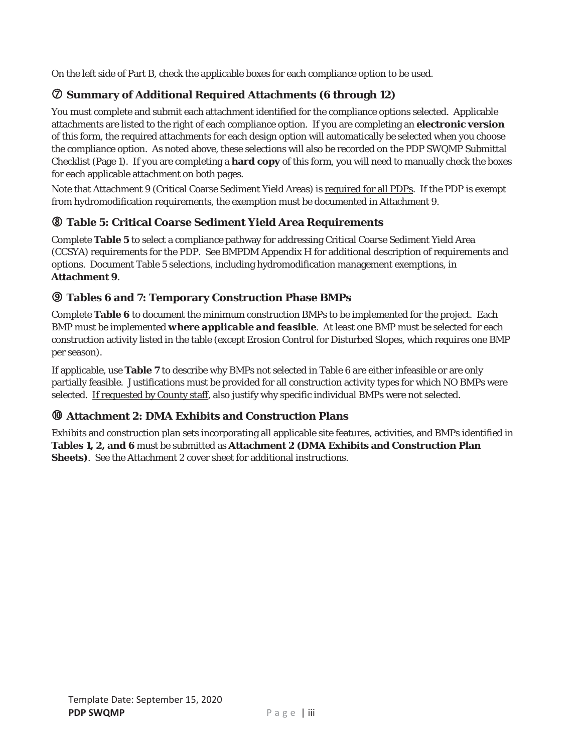On the left side of Part B, check the applicable boxes for each compliance option to be used.

## ⑦ Summary of Additional Required Attachments (6 through 12)

You must complete and submit each attachment identified for the compliance options selected. Applicable attachments are listed to the right of each compliance option. If you are completing an **electronic version** of this form, the required attachments for each design option will automatically be selected when you choose the compliance option. As noted above, these selections will also be recorded on the PDP SWQMP Submittal Checklist (Page 1). If you are completing a **hard copy** of this form, you will need to manually check the boxes for each applicable attachment on both pages.

Note that Attachment 9 (Critical Coarse Sediment Yield Areas) is required for all PDPs. If the PDP is exempt from hydromodification requirements, the exemption must be documented in Attachment 9.

## ⑧ Table 5: Critical Coarse Sediment Yield Area Requirements

Complete **Table 5** to select a compliance pathway for addressing Critical Coarse Sediment Yield Area (CCSYA) requirements for the PDP. See BMPDM Appendix H for additional description of requirements and options. Document Table 5 selections, including hydromodification management exemptions, in **Attachment 9**.

## ⑨ Tables 6 and 7: Temporary Construction Phase BMPs

Complete **Table 6** to document the minimum construction BMPs to be implemented for the project. Each BMP must be implemented ***where applicable and feasible***. At least one BMP must be selected for each construction activity listed in the table (except Erosion Control for Disturbed Slopes, which requires one BMP per season).

If applicable, use **Table 7** to describe why BMPs not selected in Table 6 are either infeasible or are only partially feasible. Justifications must be provided for all construction activity types for which NO BMPs were selected. If requested by County staff, also justify why specific individual BMPs were not selected.

## ⑩ Attachment 2: DMA Exhibits and Construction Plans

Exhibits and construction plan sets incorporating all applicable site features, activities, and BMPs identified in **Tables 1, 2, and 6** must be submitted as **Attachment 2 (DMA Exhibits and Construction Plan Sheets)**. See the Attachment 2 cover sheet for additional instructions.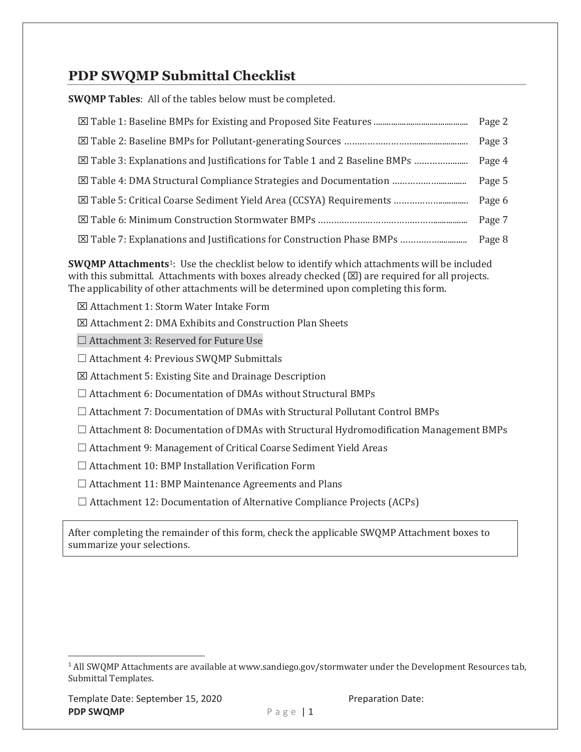## PDP SWQMP Submittal Checklist

**SWQMP Tables**: All of the tables below must be completed.

- ☒ Table 1: Baseline BMPs for Existing and Proposed Site Features ........................................ Page 2
- ☒ Table 2: Baseline BMPs for Pollutant-generating Sources .................................................. Page 3
- ☒ Table 3: Explanations and Justifications for Table 1 and 2 Baseline BMPs ...................... Page 4
- ☒ Table 4: DMA Structural Compliance Strategies and Documentation .............................. Page 5
- ☒ Table 5: Critical Coarse Sediment Yield Area (CCSYA) Requirements ............................ Page 6
- ☒ Table 6: Minimum Construction Stormwater BMPs ............................................................. Page 7
- ☒ Table 7: Explanations and Justifications for Construction Phase BMPs ............................ Page 8

**SWQMP Attachments**[1]: Use the checklist below to identify which attachments will be included with this submittal. Attachments with boxes already checked (☒) are required for all projects. The applicability of other attachments will be determined upon completing this form.

- ☒ Attachment 1: Storm Water Intake Form
- ☒ Attachment 2: DMA Exhibits and Construction Plan Sheets
- ☐ Attachment 3: Reserved for Future Use
- ☐ Attachment 4: Previous SWQMP Submittals
- ☒ Attachment 5: Existing Site and Drainage Description
- ☐ Attachment 6: Documentation of DMAs without Structural BMPs
- ☐ Attachment 7: Documentation of DMAs with Structural Pollutant Control BMPs
- ☐ Attachment 8: Documentation of DMAs with Structural Hydromodification Management BMPs
- ☐ Attachment 9: Management of Critical Coarse Sediment Yield Areas
- ☐ Attachment 10: BMP Installation Verification Form
- ☐ Attachment 11: BMP Maintenance Agreements and Plans
- ☐ Attachment 12: Documentation of Alternative Compliance Projects (ACPs)

| After completing the remainder of this form, check the applicable SWQMP Attachment boxes to summarize your selections. |
|---|

[1] All SWQMP Attachments are available at www.sandiego.gov/stormwater under the Development Resources tab, Submittal Templates.

Template Date: September 15, 2020

Preparation Date: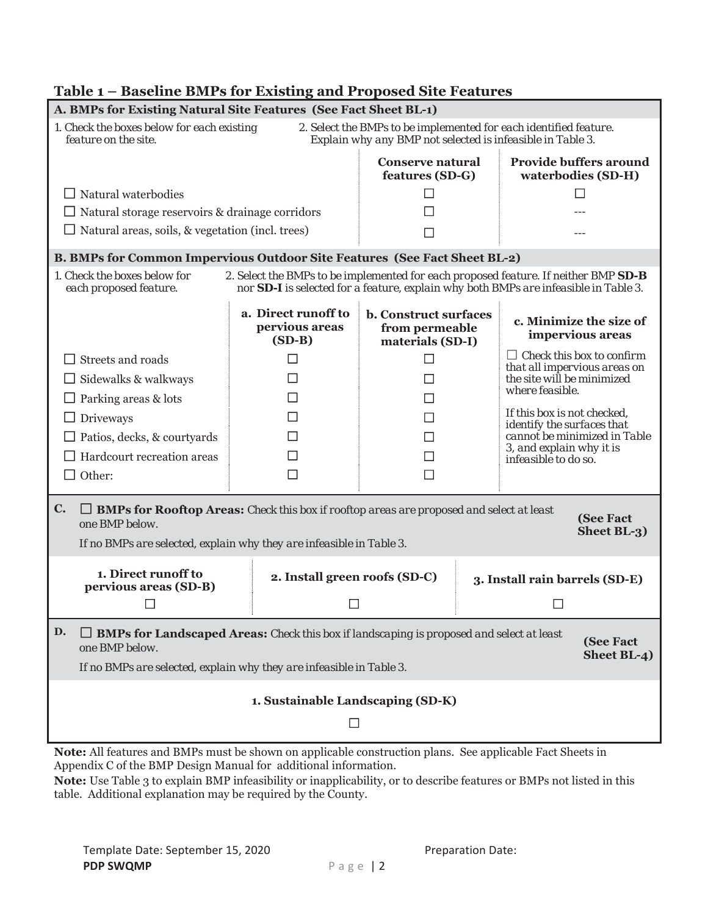## Table 1 – Baseline BMPs for Existing and Proposed Site Features

**A. BMPs for Existing Natural Site Features (See Fact Sheet BL-1)**

1. *Check the boxes below for each existing feature on the site.*
2. *Select the BMPs to be implemented for each identified feature. Explain why any BMP not selected is infeasible in Table 3.*

| | Conserve natural features (SD-G) | Provide buffers around waterbodies (SD-H) |
|---|---|---|
| ☐ Natural waterbodies | ☐ | ☐ |
| ☐ Natural storage reservoirs & drainage corridors | ☐ | --- |
| ☐ Natural areas, soils, & vegetation (incl. trees) | ☐ | --- |

**B. BMPs for Common Impervious Outdoor Site Features (See Fact Sheet BL-2)**

1. *Check the boxes below for each proposed feature.*
2. *Select the BMPs to be implemented for each proposed feature. If neither BMP **SD-B** nor **SD-I** is selected for a feature, explain why both BMPs are infeasible in Table 3.*

| | a. Direct runoff to pervious areas (SD-B) | b. Construct surfaces from permeable materials (SD-I) | c. Minimize the size of impervious areas |
|---|---|---|---|
| ☐ Streets and roads | ☐ | ☐ | ☐ *Check this box to confirm that all impervious areas on the site will be minimized where feasible.* *If this box is not checked, identify the surfaces that cannot be minimized in Table 3, and explain why it is infeasible to do so.* |
| ☐ Sidewalks & walkways | ☐ | ☐ | |
| ☐ Parking areas & lots | ☐ | ☐ | |
| ☐ Driveways | ☐ | ☐ | |
| ☐ Patios, decks, & courtyards | ☐ | ☐ | |
| ☐ Hardcourt recreation areas | ☐ | ☐ | |
| ☐ Other: | ☐ | ☐ | |

**C.** ☐ **BMPs for Rooftop Areas:** *Check this box if rooftop areas are proposed and select at least one BMP below.* **(See Fact Sheet BL-3)**

*If no BMPs are selected, explain why they are infeasible in Table 3.*

| 1. Direct runoff to pervious areas (SD-B) | 2. Install green roofs (SD-C) | 3. Install rain barrels (SD-E) |
|---|---|---|
| ☐ | ☐ | ☐ |

**D.** ☐ **BMPs for Landscaped Areas:** *Check this box if landscaping is proposed and select at least one BMP below.* **(See Fact Sheet BL-4)**

*If no BMPs are selected, explain why they are infeasible in Table 3.*

| 1. Sustainable Landscaping (SD-K) |
|---|
| ☐ |

**Note:** All features and BMPs must be shown on applicable construction plans. See applicable Fact Sheets in Appendix C of the BMP Design Manual for additional information.

**Note:** Use Table 3 to explain BMP infeasibility or inapplicability, or to describe features or BMPs not listed in this table. Additional explanation may be required by the County.

Template Date: September 15, 2020 Preparation Date:

**PDP SWQMP**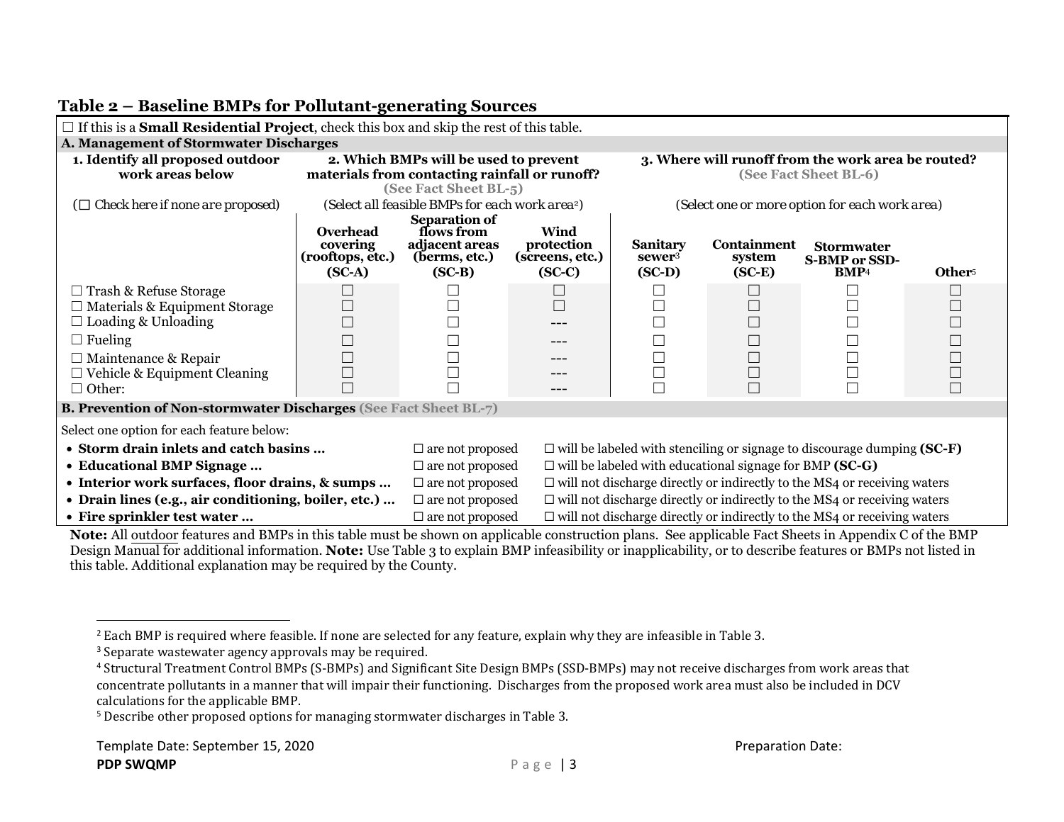## Table 2 – Baseline BMPs for Pollutant-generating Sources

☐ If this is a **Small Residential Project**, check this box and skip the rest of this table.

**A. Management of Stormwater Discharges**

| 1. Identify all proposed outdoor work areas below | 2. Which BMPs will be used to prevent materials from contacting rainfall or runoff? (See Fact Sheet BL-5) | | | 3. Where will runoff from the work area be routed? (See Fact Sheet BL-6) | | | |
|---|---|---|---|---|---|---|---|
| (☐ Check here if none are proposed) | (Select all feasible BMPs for each work area[2]) | | | (Select one or more option for each work area) | | | |
| | **Overhead covering (rooftops, etc.) (SC-A)** | **Separation of flows from adjacent areas (berms, etc.) (SC-B)** | **Wind protection (screens, etc.) (SC-C)** | **Sanitary sewer[3] (SC-D)** | **Containment system (SC-E)** | **Stormwater S-BMP or SSD-BMP[4]** | **Other[5]** |
| ☐ Trash & Refuse Storage | ☐ | ☐ | ☐ | ☐ | ☐ | ☐ | ☐ |
| ☐ Materials & Equipment Storage | ☐ | ☐ | ☐ | ☐ | ☐ | ☐ | ☐ |
| ☐ Loading & Unloading | ☐ | ☐ | --- | ☐ | ☐ | ☐ | ☐ |
| ☐ Fueling | ☐ | ☐ | --- | ☐ | ☐ | ☐ | ☐ |
| ☐ Maintenance & Repair | ☐ | ☐ | --- | ☐ | ☐ | ☐ | ☐ |
| ☐ Vehicle & Equipment Cleaning | ☐ | ☐ | --- | ☐ | ☐ | ☐ | ☐ |
| ☐ Other: | ☐ | ☐ | --- | ☐ | ☐ | ☐ | ☐ |

**B. Prevention of Non-stormwater Discharges** (See Fact Sheet BL-7)

Select one option for each feature below:

| Feature | | |
|---|---|---|
| • **Storm drain inlets and catch basins …** | ☐ are not proposed | ☐ will be labeled with stenciling or signage to discourage dumping **(SC-F)** |
| • **Educational BMP Signage …** | ☐ are not proposed | ☐ will be labeled with educational signage for BMP **(SC-G)** |
| • **Interior work surfaces, floor drains, & sumps …** | ☐ are not proposed | ☐ will not discharge directly or indirectly to the MS4 or receiving waters |
| • **Drain lines (e.g., air conditioning, boiler, etc.) …** | ☐ are not proposed | ☐ will not discharge directly or indirectly to the MS4 or receiving waters |
| • **Fire sprinkler test water …** | ☐ are not proposed | ☐ will not discharge directly or indirectly to the MS4 or receiving waters |

**Note:** All outdoor features and BMPs in this table must be shown on applicable construction plans. See applicable Fact Sheets in Appendix C of the BMP Design Manual for additional information. **Note:** Use Table 3 to explain BMP infeasibility or inapplicability, or to describe features or BMPs not listed in this table. Additional explanation may be required by the County.

---

[2] Each BMP is required where feasible. If none are selected for any feature, explain why they are infeasible in Table 3.

[3] Separate wastewater agency approvals may be required.

[4] Structural Treatment Control BMPs (S-BMPs) and Significant Site Design BMPs (SSD-BMPs) may not receive discharges from work areas that concentrate pollutants in a manner that will impair their functioning. Discharges from the proposed work area must also be included in DCV calculations for the applicable BMP.

[5] Describe other proposed options for managing stormwater discharges in Table 3.

Template Date: September 15, 2020 | Preparation Date:

**PDP SWQMP**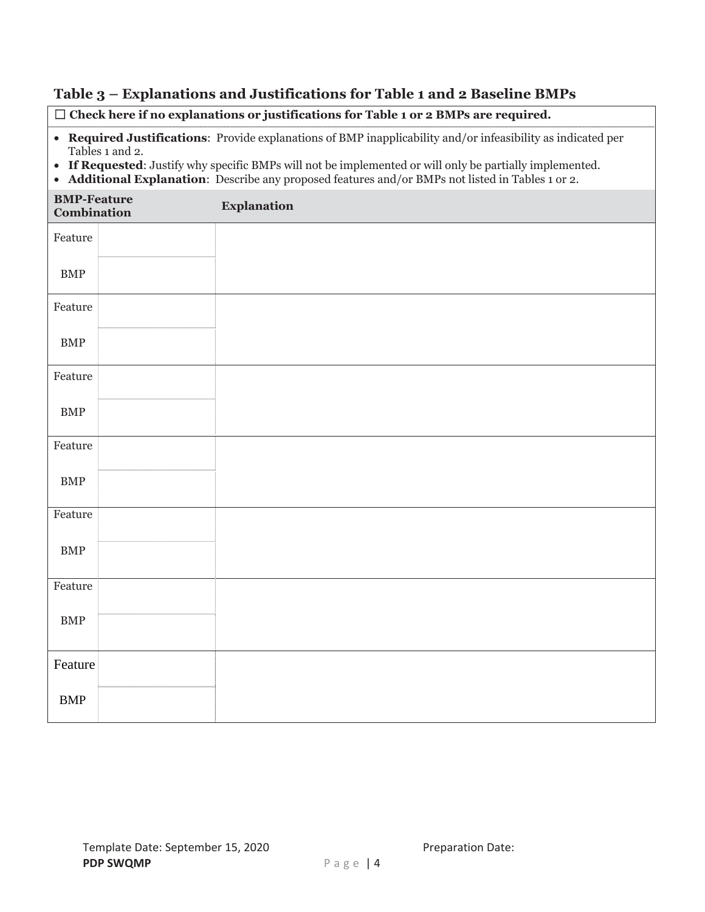## Table 3 – Explanations and Justifications for Table 1 and 2 Baseline BMPs

☐ **Check here if no explanations or justifications for Table 1 or 2 BMPs are required.**

- **Required Justifications**: Provide explanations of BMP inapplicability and/or infeasibility as indicated per Tables 1 and 2.
- **If Requested**: Justify why specific BMPs will not be implemented or will only be partially implemented.
- **Additional Explanation**: Describe any proposed features and/or BMPs not listed in Tables 1 or 2.

| BMP-Feature Combination | | Explanation |
|---|---|---|
| Feature | | |
| BMP | | |
| Feature | | |
| BMP | | |
| Feature | | |
| BMP | | |
| Feature | | |
| BMP | | |
| Feature | | |
| BMP | | |
| Feature | | |
| BMP | | |
| Feature | | |
| BMP | | |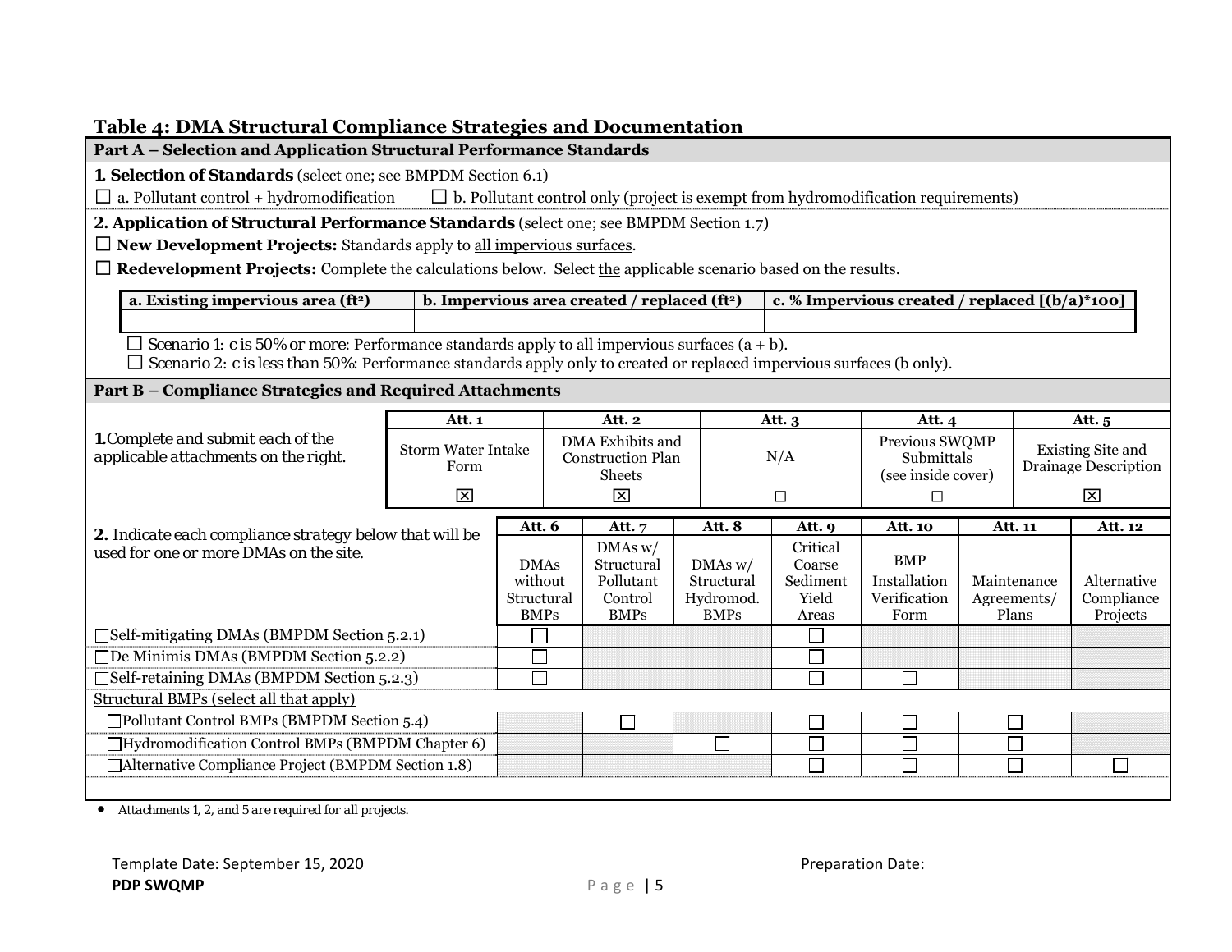## Table 4: DMA Structural Compliance Strategies and Documentation

**Part A – Selection and Application Structural Performance Standards**

**1. Selection of Standards** (select one; see BMPDM Section 6.1)

☐ a. Pollutant control + hydromodification ☐ b. Pollutant control only (project is exempt from hydromodification requirements)

**2. Application of Structural Performance Standards** (select one; see BMPDM Section 1.7)

☐ **New Development Projects:** Standards apply to all impervious surfaces.

☐ **Redevelopment Projects:** Complete the calculations below. Select the applicable scenario based on the results.

| a. Existing impervious area (ft[2]) | b. Impervious area created / replaced (ft[2]) | c. % Impervious created / replaced [(b/a)*100] |
|---|---|---|
| | | |

☐ Scenario 1: c is 50% or more: Performance standards apply to all impervious surfaces (a + b).
☐ Scenario 2: c is less than 50%: Performance standards apply only to created or replaced impervious surfaces (b only).

**Part B – Compliance Strategies and Required Attachments**

**1.** *Complete and submit each of the applicable attachments on the right.*

| Att. 1 | Att. 2 | Att. 3 | Att. 4 | Att. 5 |
|---|---|---|---|---|
| Storm Water Intake Form | DMA Exhibits and Construction Plan Sheets | N/A | Previous SWQMP Submittals (see inside cover) | Existing Site and Drainage Description |
| ☒ | ☒ | ☐ | ☐ | ☒ |

**2.** *Indicate each compliance strategy below that will be used for one or more DMAs on the site.*

| | Att. 6 | Att. 7 | Att. 8 | Att. 9 | Att. 10 | Att. 11 | Att. 12 |
|---|---|---|---|---|---|---|---|
| | DMAs without Structural BMPs | DMAs w/ Structural Pollutant Control BMPs | DMAs w/ Structural Hydromod. BMPs | Critical Coarse Sediment Yield Areas | BMP Installation Verification Form | Maintenance Agreements/ Plans | Alternative Compliance Projects |
| ☐Self-mitigating DMAs (BMPDM Section 5.2.1) | ☐ | | | ☐ | | | |
| ☐De Minimis DMAs (BMPDM Section 5.2.2) | ☐ | | | ☐ | | | |
| ☐Self-retaining DMAs (BMPDM Section 5.2.3) | ☐ | | | ☐ | ☐ | | |
| Structural BMPs (select all that apply) | | | | | | | |
| ☐Pollutant Control BMPs (BMPDM Section 5.4) | | ☐ | | ☐ | ☐ | ☐ | |
| ☐Hydromodification Control BMPs (BMPDM Chapter 6) | | | ☐ | ☐ | ☐ | ☐ | |
| ☐Alternative Compliance Project (BMPDM Section 1.8) | | | | ☐ | ☐ | ☐ | ☐ |

- *Attachments 1, 2, and 5 are required for all projects.*

Template Date: September 15, 2020 | Preparation Date:

**PDP SWQMP**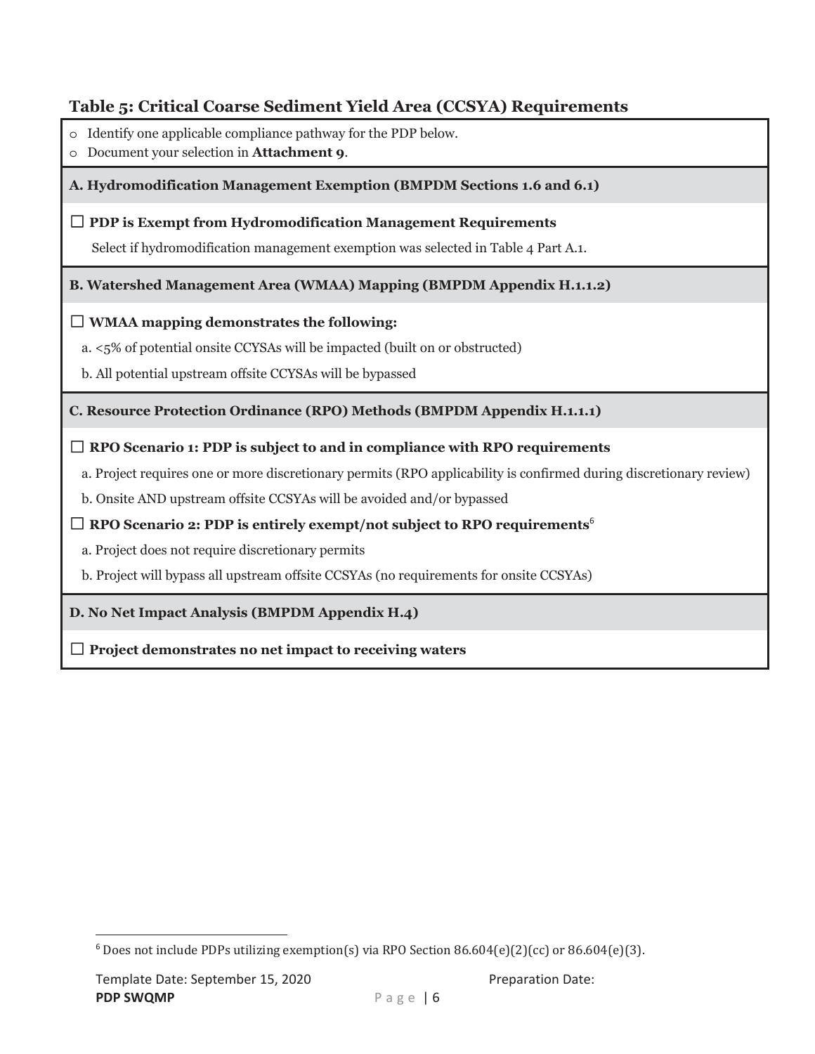### Table 5: Critical Coarse Sediment Yield Area (CCSYA) Requirements

- Identify one applicable compliance pathway for the PDP below.
- Document your selection in **Attachment 9**.

**A. Hydromodification Management Exemption (BMPDM Sections 1.6 and 6.1)**

☐ **PDP is Exempt from Hydromodification Management Requirements**

Select if hydromodification management exemption was selected in Table 4 Part A.1.

**B. Watershed Management Area (WMAA) Mapping (BMPDM Appendix H.1.1.2)**

☐ **WMAA mapping demonstrates the following:**

a. <5% of potential onsite CCYSAs will be impacted (built on or obstructed)

b. All potential upstream offsite CCYSAs will be bypassed

**C. Resource Protection Ordinance (RPO) Methods (BMPDM Appendix H.1.1.1)**

☐ **RPO Scenario 1: PDP is subject to and in compliance with RPO requirements**

a. Project requires one or more discretionary permits (RPO applicability is confirmed during discretionary review)

b. Onsite AND upstream offsite CCSYAs will be avoided and/or bypassed

☐ **RPO Scenario 2: PDP is entirely exempt/not subject to RPO requirements**[6]

a. Project does not require discretionary permits

b. Project will bypass all upstream offsite CCSYAs (no requirements for onsite CCSYAs)

**D. No Net Impact Analysis (BMPDM Appendix H.4)**

☐ **Project demonstrates no net impact to receiving waters**

---

[6] Does not include PDPs utilizing exemption(s) via RPO Section 86.604(e)(2)(cc) or 86.604(e)(3).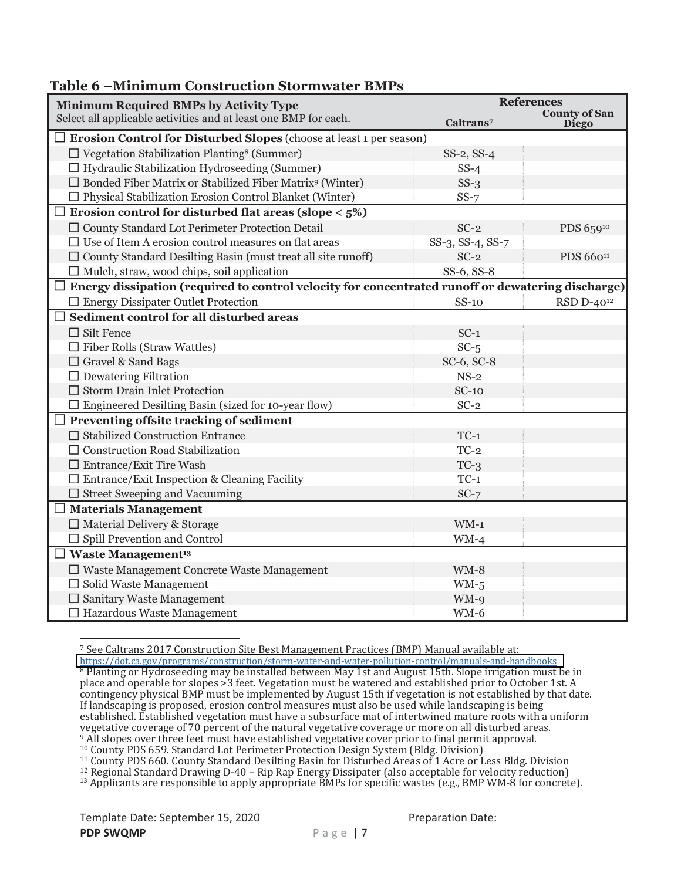**Table 6 –Minimum Construction Stormwater BMPs**

| **Minimum Required BMPs by Activity Type** Select all applicable activities and at least one BMP for each. | **References** Caltrans[7] | County of San Diego |
|---|---|---|
| ☐ **Erosion Control for Disturbed Slopes** (choose at least 1 per season) | | |
| ☐ Vegetation Stabilization Planting[8] (Summer) | SS-2, SS-4 | |
| ☐ Hydraulic Stabilization Hydroseeding (Summer) | SS-4 | |
| ☐ Bonded Fiber Matrix or Stabilized Fiber Matrix[9] (Winter) | SS-3 | |
| ☐ Physical Stabilization Erosion Control Blanket (Winter) | SS-7 | |
| ☐ **Erosion control for disturbed flat areas (slope < 5%)** | | |
| ☐ County Standard Lot Perimeter Protection Detail | SC-2 | PDS 659[10] |
| ☐ Use of Item A erosion control measures on flat areas | SS-3, SS-4, SS-7 | |
| ☐ County Standard Desilting Basin (must treat all site runoff) | SC-2 | PDS 660[11] |
| ☐ Mulch, straw, wood chips, soil application | SS-6, SS-8 | |
| ☐ **Energy dissipation (required to control velocity for concentrated runoff or dewatering discharge)** | | |
| ☐ Energy Dissipater Outlet Protection | SS-10 | RSD D-40[12] |
| ☐ **Sediment control for all disturbed areas** | | |
| ☐ Silt Fence | SC-1 | |
| ☐ Fiber Rolls (Straw Wattles) | SC-5 | |
| ☐ Gravel & Sand Bags | SC-6, SC-8 | |
| ☐ Dewatering Filtration | NS-2 | |
| ☐ Storm Drain Inlet Protection | SC-10 | |
| ☐ Engineered Desilting Basin (sized for 10-year flow) | SC-2 | |
| ☐ **Preventing offsite tracking of sediment** | | |
| ☐ Stabilized Construction Entrance | TC-1 | |
| ☐ Construction Road Stabilization | TC-2 | |
| ☐ Entrance/Exit Tire Wash | TC-3 | |
| ☐ Entrance/Exit Inspection & Cleaning Facility | TC-1 | |
| ☐ Street Sweeping and Vacuuming | SC-7 | |
| ☐ **Materials Management** | | |
| ☐ Material Delivery & Storage | WM-1 | |
| ☐ Spill Prevention and Control | WM-4 | |
| ☐ **Waste Management[13]** | | |
| ☐ Waste Management Concrete Waste Management | WM-8 | |
| ☐ Solid Waste Management | WM-5 | |
| ☐ Sanitary Waste Management | WM-9 | |
| ☐ Hazardous Waste Management | WM-6 | |

---

[7] See Caltrans 2017 Construction Site Best Management Practices (BMP) Manual available at: https://dot.ca.gov/programs/construction/storm-water-and-water-pollution-control/manuals-and-handbooks

[8] Planting or Hydroseeding may be installed between May 1st and August 15th. Slope irrigation must be in place and operable for slopes >3 feet. Vegetation must be watered and established prior to October 1st. A contingency physical BMP must be implemented by August 15th if vegetation is not established by that date. If landscaping is proposed, erosion control measures must also be used while landscaping is being established. Established vegetation must have a subsurface mat of intertwined mature roots with a uniform vegetative coverage of 70 percent of the natural vegetative coverage or more on all disturbed areas.

[9] All slopes over three feet must have established vegetative cover prior to final permit approval.

[10] County PDS 659. Standard Lot Perimeter Protection Design System (Bldg. Division)

[11] County PDS 660. County Standard Desilting Basin for Disturbed Areas of 1 Acre or Less Bldg. Division

[12] Regional Standard Drawing D-40 – Rip Rap Energy Dissipater (also acceptable for velocity reduction)

[13] Applicants are responsible to apply appropriate BMPs for specific wastes (e.g., BMP WM-8 for concrete).

Template Date: September 15, 2020 Preparation Date:

**PDP SWQMP**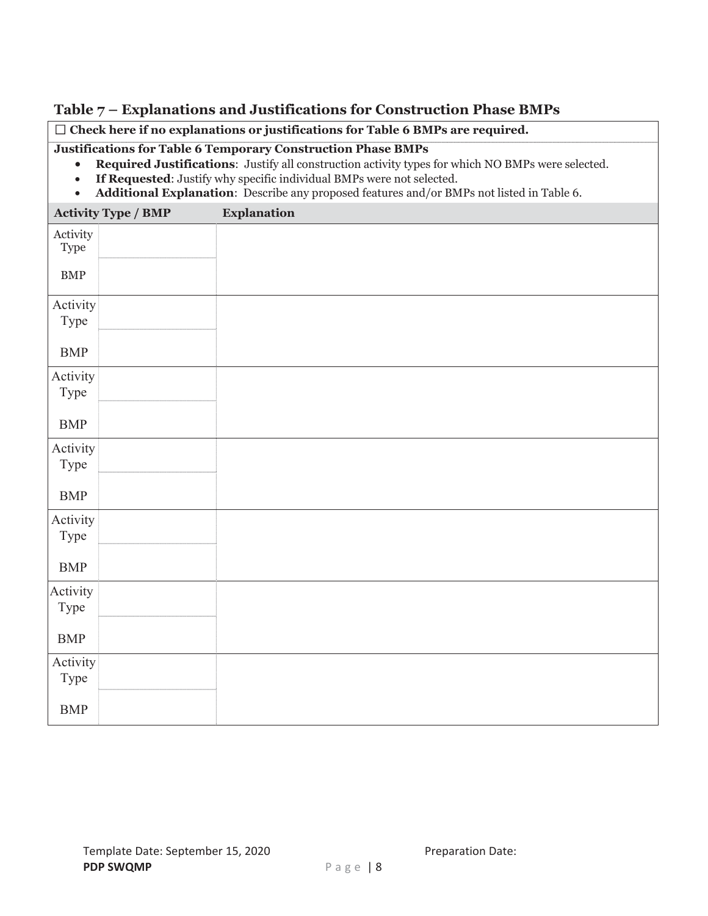## Table 7 – Explanations and Justifications for Construction Phase BMPs

☐ **Check here if no explanations or justifications for Table 6 BMPs are required.**

**Justifications for Table 6 Temporary Construction Phase BMPs**

- **Required Justifications**: Justify all construction activity types for which NO BMPs were selected.
- **If Requested**: Justify why specific individual BMPs were not selected.
- **Additional Explanation**: Describe any proposed features and/or BMPs not listed in Table 6.

| Activity Type / BMP | | Explanation |
|---|---|---|
| Activity Type | | |
| BMP | | |
| Activity Type | | |
| BMP | | |
| Activity Type | | |
| BMP | | |
| Activity Type | | |
| BMP | | |
| Activity Type | | |
| BMP | | |
| Activity Type | | |
| BMP | | |
| Activity Type | | |
| BMP | | |

Template Date: September 15, 2020

**PDP SWQMP**

Preparation Date: